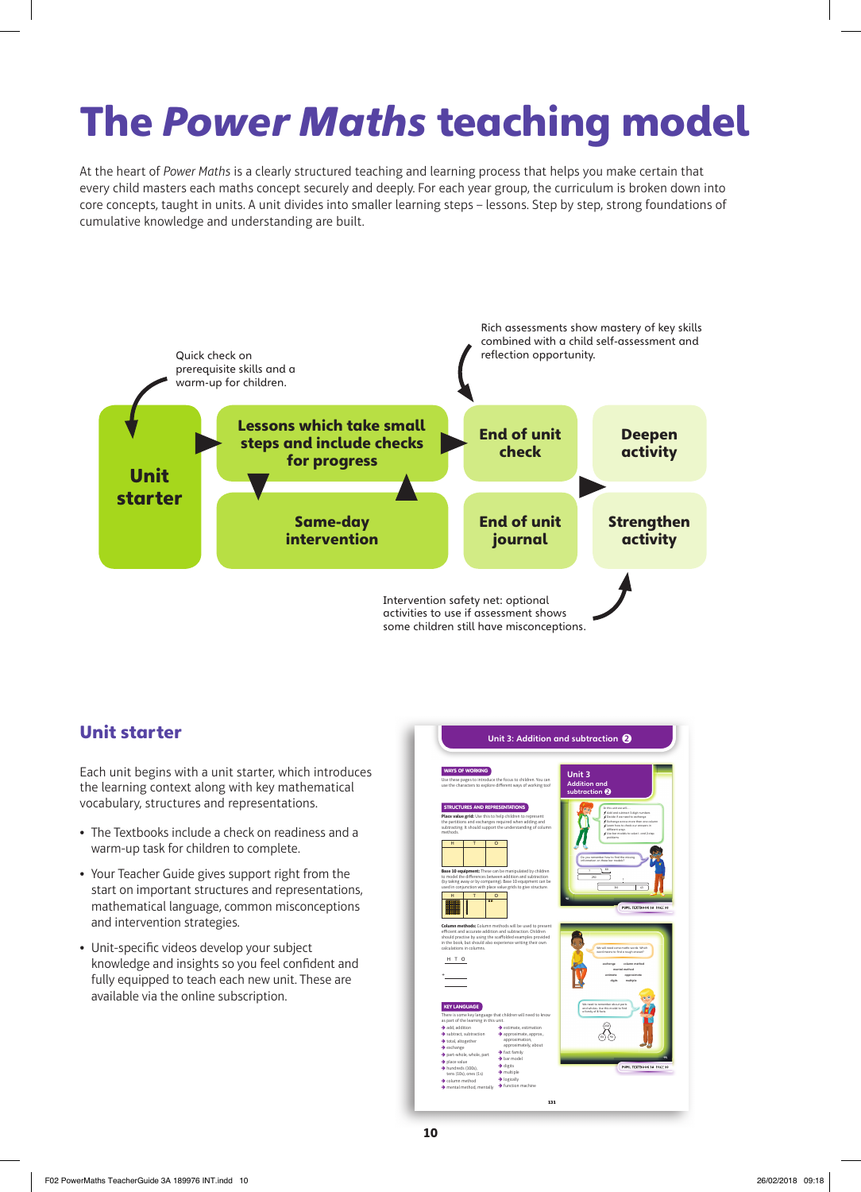# The *Power Maths* teaching model

At the heart of *Power Maths* is a clearly structured teaching and learning process that helps you make certain that every child masters each maths concept securely and deeply. For each year group, the curriculum is broken down into core concepts, taught in units. A unit divides into smaller learning steps – lessons. Step by step, strong foundations of cumulative knowledge and understanding are built.

Quick check on prerequisite skills and a warm-up for children.

Rich assessments show mastery of key skills combined with a child self-assessment and reflection opportunity.

**Unit starter**

**Lessons which take small steps and include checks for progress**

**Same-day intervention**

**End of unit check**

**End of unit journal**

**Deepen activity**

**Strengthen activity**

Intervention safety net: optional activities to use if assessment shows some children still have misconceptions.

## Unit starter

Each unit begins with a unit starter, which introduces the learning context along with key mathematical vocabulary, structures and representations.

- The Textbooks include a check on readiness and a warm-up task for children to complete.
- Your Teacher Guide gives support right from the start on important structures and representations, mathematical language, common misconceptions and intervention strategies.
- Unit-specific videos develop your subject knowledge and insights so you feel confident and fully equipped to teach each new unit. These are available via the online subscription.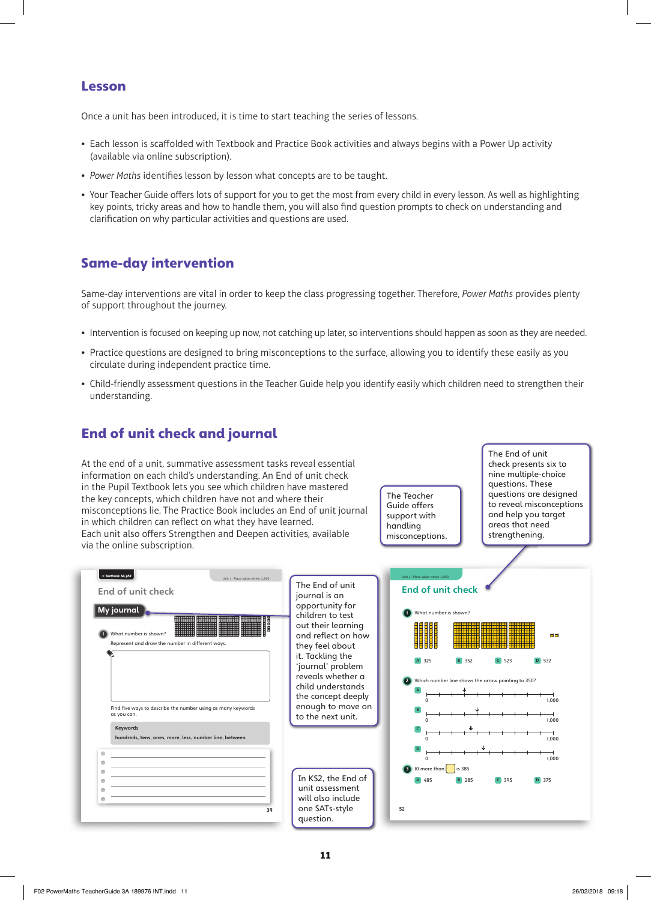## Lesson

Once a unit has been introduced, it is time to start teaching the series of lessons.

- Each lesson is scaffolded with Textbook and Practice Book activities and always begins with a Power Up activity (available via online subscription).
- *Power Maths* identifies lesson by lesson what concepts are to be taught.
- Your Teacher Guide offers lots of support for you to get the most from every child in every lesson. As well as highlighting key points, tricky areas and how to handle them, you will also find question prompts to check on understanding and clarification on why particular activities and questions are used.

## Same-day intervention

Same-day interventions are vital in order to keep the class progressing together. Therefore, *Power Maths* provides plenty of support throughout the journey.

- Intervention is focused on keeping up now, not catching up later, so interventions should happen as soon as they are needed.
- Practice questions are designed to bring misconceptions to the surface, allowing you to identify these easily as you circulate during independent practice time.
- Child-friendly assessment questions in the Teacher Guide help you identify easily which children need to strengthen their understanding.

## End of unit check and journal

At the end of a unit, summative assessment tasks reveal essential information on each child's understanding. An End of unit check in the Pupil Textbook lets you see which children have mastered the key concepts, which children have not and where their misconceptions lie. The Practice Book includes an End of unit journal in which children can reflect on what they have learned. Each unit also offers Strengthen and Deepen activities, available via the online subscription.

The Teacher Guide offers support with handling misconceptions.

The End of unit check presents six to nine multiple-choice questions. These questions are designed to reveal misconceptions and help you target areas that need strengthening.

Textbook 3A p52

Unit 1: Place value within 1,000

End of unit check

My journal

1 What number is shown?

Represent and draw the number in different ways.

Find five ways to describe the number using as many keywords as you can.

Keywords

hundreds, tens, ones, more, less, number line, between

39

The End of unit journal is an opportunity for children to test out their learning and reflect on how they feel about it. Tackling the 'journal' problem reveals whether a child understands the concept deeply enough to move on to the next unit.

In KS2, the End of unit assessment will also include one SATs-style question.

Unit 1: Place value within 1,000

End of unit check

1 What number is shown?

A 325 B 352 C 523 D 532

2 Which number line shows the arrow pointing to 350?

A 0 1,000

B 0 1,000

C 0 1,000

D 0 1,000

3 10 more than ☐ is 385.

A 485 B 285 C 395 D 375

52